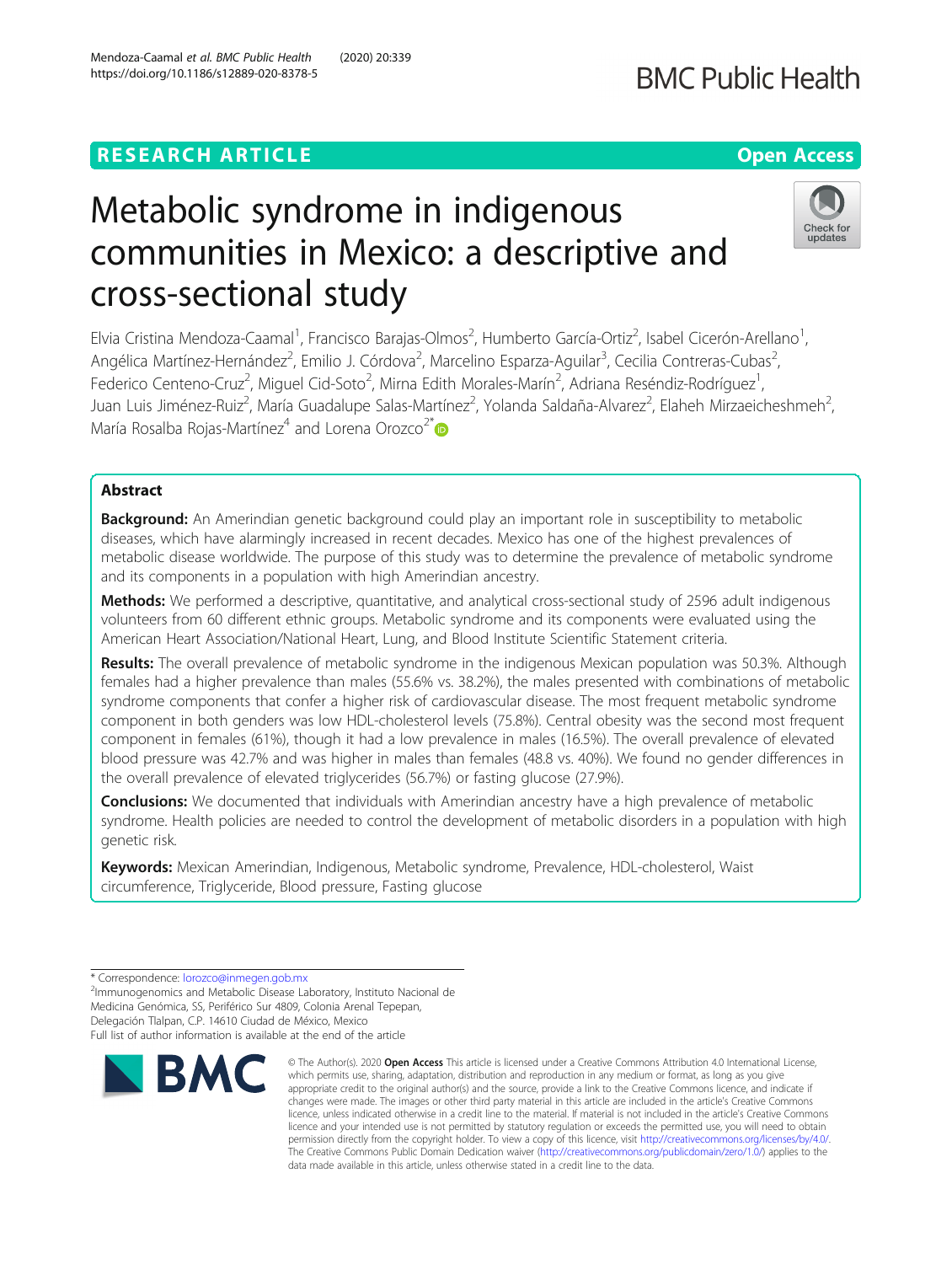RESEARCH ARTICLE

Open Access

# Metabolic syndrome in indigenous communities in Mexico: a descriptive and cross-sectional study

Elvia Cristina Mendoza-Caamal[1], Francisco Barajas-Olmos[2], Humberto García-Ortiz[2], Isabel Cicerón-Arellano[1], Angélica Martínez-Hernández[2], Emilio J. Córdova[2], Marcelino Esparza-Aguilar[3], Cecilia Contreras-Cubas[2], Federico Centeno-Cruz[2], Miguel Cid-Soto[2], Mirna Edith Morales-Marín[2], Adriana Reséndiz-Rodríguez[1], Juan Luis Jiménez-Ruiz[2], María Guadalupe Salas-Martínez[2], Yolanda Saldaña-Alvarez[2], Elaheh Mirzaeicheshmeh[2], María Rosalba Rojas-Martínez[4] and Lorena Orozco[2*]

## Abstract

**Background:** An Amerindian genetic background could play an important role in susceptibility to metabolic diseases, which have alarmingly increased in recent decades. Mexico has one of the highest prevalences of metabolic disease worldwide. The purpose of this study was to determine the prevalence of metabolic syndrome and its components in a population with high Amerindian ancestry.

**Methods:** We performed a descriptive, quantitative, and analytical cross-sectional study of 2596 adult indigenous volunteers from 60 different ethnic groups. Metabolic syndrome and its components were evaluated using the American Heart Association/National Heart, Lung, and Blood Institute Scientific Statement criteria.

**Results:** The overall prevalence of metabolic syndrome in the indigenous Mexican population was 50.3%. Although females had a higher prevalence than males (55.6% vs. 38.2%), the males presented with combinations of metabolic syndrome components that confer a higher risk of cardiovascular disease. The most frequent metabolic syndrome component in both genders was low HDL-cholesterol levels (75.8%). Central obesity was the second most frequent component in females (61%), though it had a low prevalence in males (16.5%). The overall prevalence of elevated blood pressure was 42.7% and was higher in males than females (48.8 vs. 40%). We found no gender differences in the overall prevalence of elevated triglycerides (56.7%) or fasting glucose (27.9%).

**Conclusions:** We documented that individuals with Amerindian ancestry have a high prevalence of metabolic syndrome. Health policies are needed to control the development of metabolic disorders in a population with high genetic risk.

**Keywords:** Mexican Amerindian, Indigenous, Metabolic syndrome, Prevalence, HDL-cholesterol, Waist circumference, Triglyceride, Blood pressure, Fasting glucose

\* Correspondence: lorozco@inmegen.gob.mx

[2]Immunogenomics and Metabolic Disease Laboratory, Instituto Nacional de Medicina Genómica, SS, Periférico Sur 4809, Colonia Arenal Tepepan, Delegación Tlalpan, C.P. 14610 Ciudad de México, Mexico

Full list of author information is available at the end of the article

© The Author(s). 2020 **Open Access** This article is licensed under a Creative Commons Attribution 4.0 International License, which permits use, sharing, adaptation, distribution and reproduction in any medium or format, as long as you give appropriate credit to the original author(s) and the source, provide a link to the Creative Commons licence, and indicate if changes were made. The images or other third party material in this article are included in the article's Creative Commons licence, unless indicated otherwise in a credit line to the material. If material is not included in the article's Creative Commons licence and your intended use is not permitted by statutory regulation or exceeds the permitted use, you will need to obtain permission directly from the copyright holder. To view a copy of this licence, visit http://creativecommons.org/licenses/by/4.0/. The Creative Commons Public Domain Dedication waiver (http://creativecommons.org/publicdomain/zero/1.0/) applies to the data made available in this article, unless otherwise stated in a credit line to the data.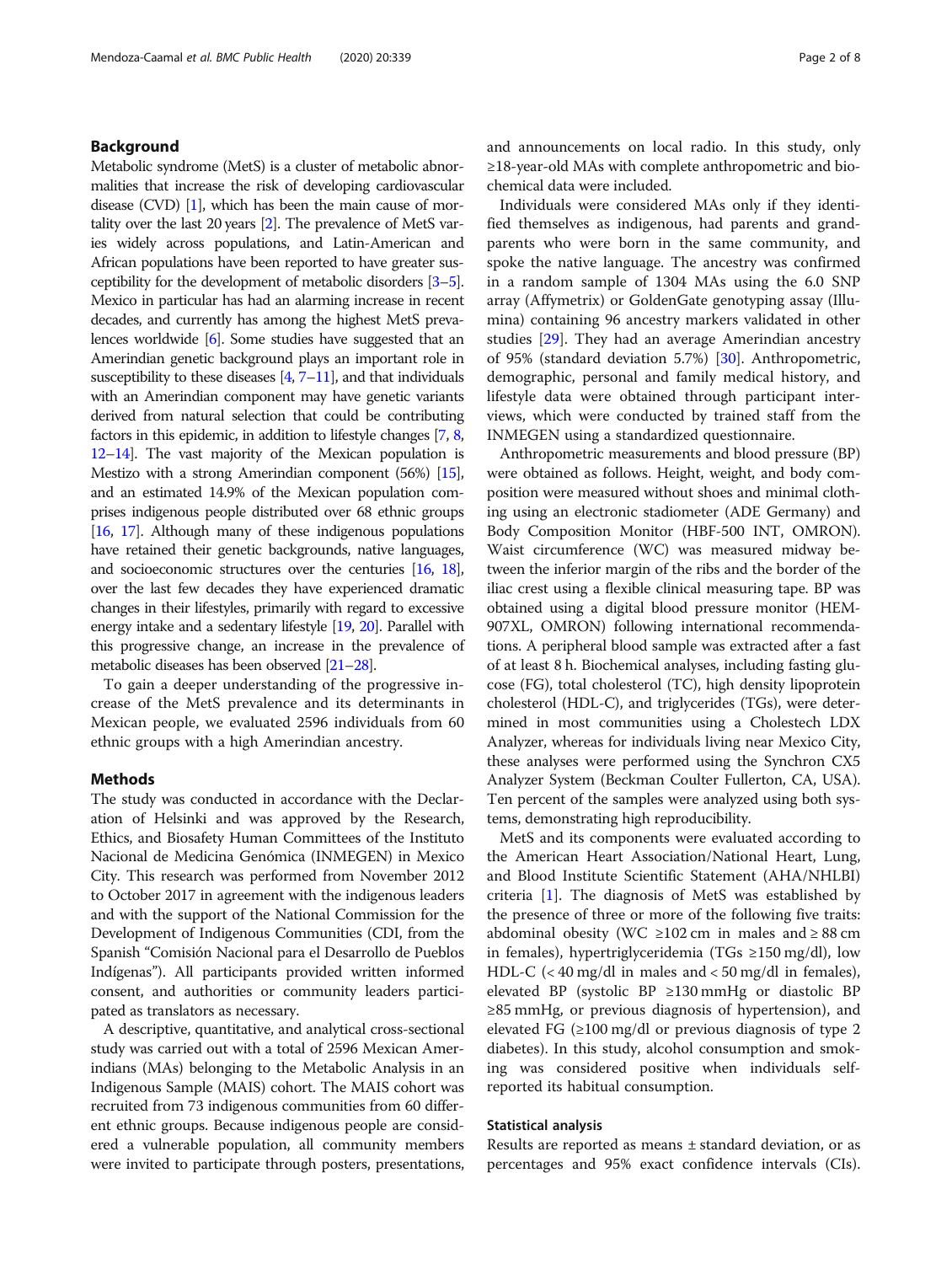## Background

Metabolic syndrome (MetS) is a cluster of metabolic abnormalities that increase the risk of developing cardiovascular disease (CVD) [1], which has been the main cause of mortality over the last 20 years [2]. The prevalence of MetS varies widely across populations, and Latin-American and African populations have been reported to have greater susceptibility for the development of metabolic disorders [3–5]. Mexico in particular has had an alarming increase in recent decades, and currently has among the highest MetS prevalences worldwide [6]. Some studies have suggested that an Amerindian genetic background plays an important role in susceptibility to these diseases [4, 7–11], and that individuals with an Amerindian component may have genetic variants derived from natural selection that could be contributing factors in this epidemic, in addition to lifestyle changes [7, 8, 12–14]. The vast majority of the Mexican population is Mestizo with a strong Amerindian component (56%) [15], and an estimated 14.9% of the Mexican population comprises indigenous people distributed over 68 ethnic groups [16, 17]. Although many of these indigenous populations have retained their genetic backgrounds, native languages, and socioeconomic structures over the centuries [16, 18], over the last few decades they have experienced dramatic changes in their lifestyles, primarily with regard to excessive energy intake and a sedentary lifestyle [19, 20]. Parallel with this progressive change, an increase in the prevalence of metabolic diseases has been observed [21–28].

To gain a deeper understanding of the progressive increase of the MetS prevalence and its determinants in Mexican people, we evaluated 2596 individuals from 60 ethnic groups with a high Amerindian ancestry.

## Methods

The study was conducted in accordance with the Declaration of Helsinki and was approved by the Research, Ethics, and Biosafety Human Committees of the Instituto Nacional de Medicina Genómica (INMEGEN) in Mexico City. This research was performed from November 2012 to October 2017 in agreement with the indigenous leaders and with the support of the National Commission for the Development of Indigenous Communities (CDI, from the Spanish "Comisión Nacional para el Desarrollo de Pueblos Indígenas"). All participants provided written informed consent, and authorities or community leaders participated as translators as necessary.

A descriptive, quantitative, and analytical cross-sectional study was carried out with a total of 2596 Mexican Amerindians (MAs) belonging to the Metabolic Analysis in an Indigenous Sample (MAIS) cohort. The MAIS cohort was recruited from 73 indigenous communities from 60 different ethnic groups. Because indigenous people are considered a vulnerable population, all community members were invited to participate through posters, presentations, and announcements on local radio. In this study, only ≥18-year-old MAs with complete anthropometric and biochemical data were included.

Individuals were considered MAs only if they identified themselves as indigenous, had parents and grandparents who were born in the same community, and spoke the native language. The ancestry was confirmed in a random sample of 1304 MAs using the 6.0 SNP array (Affymetrix) or GoldenGate genotyping assay (Illumina) containing 96 ancestry markers validated in other studies [29]. They had an average Amerindian ancestry of 95% (standard deviation 5.7%) [30]. Anthropometric, demographic, personal and family medical history, and lifestyle data were obtained through participant interviews, which were conducted by trained staff from the INMEGEN using a standardized questionnaire.

Anthropometric measurements and blood pressure (BP) were obtained as follows. Height, weight, and body composition were measured without shoes and minimal clothing using an electronic stadiometer (ADE Germany) and Body Composition Monitor (HBF-500 INT, OMRON). Waist circumference (WC) was measured midway between the inferior margin of the ribs and the border of the iliac crest using a flexible clinical measuring tape. BP was obtained using a digital blood pressure monitor (HEM-907XL, OMRON) following international recommendations. A peripheral blood sample was extracted after a fast of at least 8 h. Biochemical analyses, including fasting glucose (FG), total cholesterol (TC), high density lipoprotein cholesterol (HDL-C), and triglycerides (TGs), were determined in most communities using a Cholestech LDX Analyzer, whereas for individuals living near Mexico City, these analyses were performed using the Synchron CX5 Analyzer System (Beckman Coulter Fullerton, CA, USA). Ten percent of the samples were analyzed using both systems, demonstrating high reproducibility.

MetS and its components were evaluated according to the American Heart Association/National Heart, Lung, and Blood Institute Scientific Statement (AHA/NHLBI) criteria [1]. The diagnosis of MetS was established by the presence of three or more of the following five traits: abdominal obesity (WC ≥102 cm in males and ≥ 88 cm in females), hypertriglyceridemia (TGs ≥150 mg/dl), low HDL-C (< 40 mg/dl in males and < 50 mg/dl in females), elevated BP (systolic BP ≥130 mmHg or diastolic BP ≥85 mmHg, or previous diagnosis of hypertension), and elevated FG (≥100 mg/dl or previous diagnosis of type 2 diabetes). In this study, alcohol consumption and smoking was considered positive when individuals self-reported its habitual consumption.

### Statistical analysis

Results are reported as means ± standard deviation, or as percentages and 95% exact confidence intervals (CIs).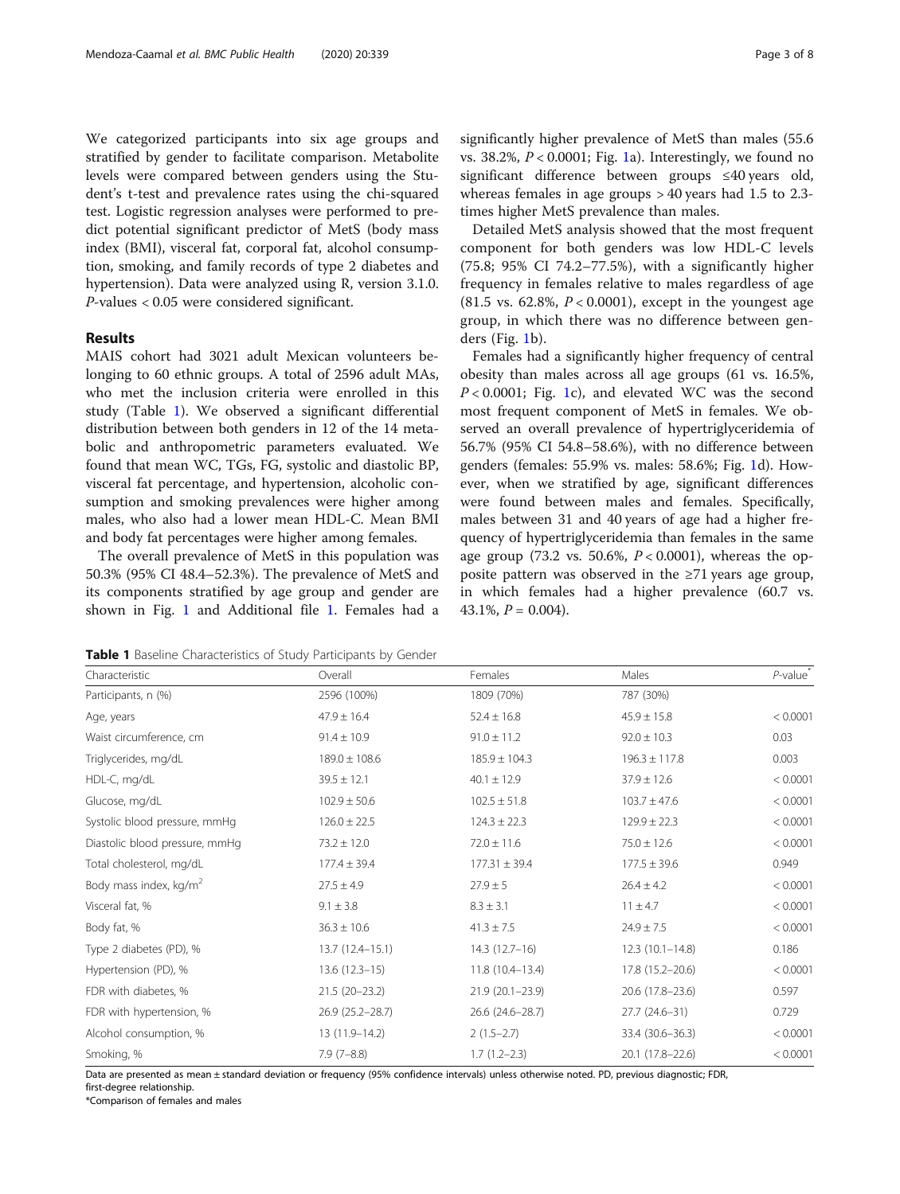We categorized participants into six age groups and stratified by gender to facilitate comparison. Metabolite levels were compared between genders using the Student's t-test and prevalence rates using the chi-squared test. Logistic regression analyses were performed to predict potential significant predictor of MetS (body mass index (BMI), visceral fat, corporal fat, alcohol consumption, smoking, and family records of type 2 diabetes and hypertension). Data were analyzed using R, version 3.1.0. *P*-values < 0.05 were considered significant.

## Results

MAIS cohort had 3021 adult Mexican volunteers belonging to 60 ethnic groups. A total of 2596 adult MAs, who met the inclusion criteria were enrolled in this study (Table 1). We observed a significant differential distribution between both genders in 12 of the 14 metabolic and anthropometric parameters evaluated. We found that mean WC, TGs, FG, systolic and diastolic BP, visceral fat percentage, and hypertension, alcoholic consumption and smoking prevalences were higher among males, who also had a lower mean HDL-C. Mean BMI and body fat percentages were higher among females.

The overall prevalence of MetS in this population was 50.3% (95% CI 48.4–52.3%). The prevalence of MetS and its components stratified by age group and gender are shown in Fig. 1 and Additional file 1. Females had a significantly higher prevalence of MetS than males (55.6 vs. 38.2%, $P < 0.0001$; Fig. 1a). Interestingly, we found no significant difference between groups ≤40 years old, whereas females in age groups > 40 years had 1.5 to 2.3-times higher MetS prevalence than males.

Detailed MetS analysis showed that the most frequent component for both genders was low HDL-C levels (75.8; 95% CI 74.2–77.5%), with a significantly higher frequency in females relative to males regardless of age (81.5 vs. 62.8%, $P < 0.0001$), except in the youngest age group, in which there was no difference between genders (Fig. 1b).

Females had a significantly higher frequency of central obesity than males across all age groups (61 vs. 16.5%, $P < 0.0001$; Fig. 1c), and elevated WC was the second most frequent component of MetS in females. We observed an overall prevalence of hypertriglyceridemia of 56.7% (95% CI 54.8–58.6%), with no difference between genders (females: 55.9% vs. males: 58.6%; Fig. 1d). However, when we stratified by age, significant differences were found between males and females. Specifically, males between 31 and 40 years of age had a higher frequency of hypertriglyceridemia than females in the same age group (73.2 vs. 50.6%, $P < 0.0001$), whereas the opposite pattern was observed in the ≥71 years age group, in which females had a higher prevalence (60.7 vs. 43.1%, $P = 0.004$).

**Table 1** Baseline Characteristics of Study Participants by Gender

| Characteristic | Overall | Females | Males | *P*-value* |
|---|---|---|---|---|
| Participants, n (%) | 2596 (100%) | 1809 (70%) | 787 (30%) | |
| Age, years | 47.9 ± 16.4 | 52.4 ± 16.8 | 45.9 ± 15.8 | < 0.0001 |
| Waist circumference, cm | 91.4 ± 10.9 | 91.0 ± 11.2 | 92.0 ± 10.3 | 0.03 |
| Triglycerides, mg/dL | 189.0 ± 108.6 | 185.9 ± 104.3 | 196.3 ± 117.8 | 0.003 |
| HDL-C, mg/dL | 39.5 ± 12.1 | 40.1 ± 12.9 | 37.9 ± 12.6 | < 0.0001 |
| Glucose, mg/dL | 102.9 ± 50.6 | 102.5 ± 51.8 | 103.7 ± 47.6 | < 0.0001 |
| Systolic blood pressure, mmHg | 126.0 ± 22.5 | 124.3 ± 22.3 | 129.9 ± 22.3 | < 0.0001 |
| Diastolic blood pressure, mmHg | 73.2 ± 12.0 | 72.0 ± 11.6 | 75.0 ± 12.6 | < 0.0001 |
| Total cholesterol, mg/dL | 177.4 ± 39.4 | 177.31 ± 39.4 | 177.5 ± 39.6 | 0.949 |
| Body mass index, kg/m$^2$ | 27.5 ± 4.9 | 27.9 ± 5 | 26.4 ± 4.2 | < 0.0001 |
| Visceral fat, % | 9.1 ± 3.8 | 8.3 ± 3.1 | 11 ± 4.7 | < 0.0001 |
| Body fat, % | 36.3 ± 10.6 | 41.3 ± 7.5 | 24.9 ± 7.5 | < 0.0001 |
| Type 2 diabetes (PD), % | 13.7 (12.4–15.1) | 14.3 (12.7–16) | 12.3 (10.1–14.8) | 0.186 |
| Hypertension (PD), % | 13.6 (12.3–15) | 11.8 (10.4–13.4) | 17.8 (15.2–20.6) | < 0.0001 |
| FDR with diabetes, % | 21.5 (20–23.2) | 21.9 (20.1–23.9) | 20.6 (17.8–23.6) | 0.597 |
| FDR with hypertension, % | 26.9 (25.2–28.7) | 26.6 (24.6–28.7) | 27.7 (24.6–31) | 0.729 |
| Alcohol consumption, % | 13 (11.9–14.2) | 2 (1.5–2.7) | 33.4 (30.6–36.3) | < 0.0001 |
| Smoking, % | 7.9 (7–8.8) | 1.7 (1.2–2.3) | 20.1 (17.8–22.6) | < 0.0001 |

Data are presented as mean ± standard deviation or frequency (95% confidence intervals) unless otherwise noted. PD, previous diagnostic; FDR, first-degree relationship.

*Comparison of females and males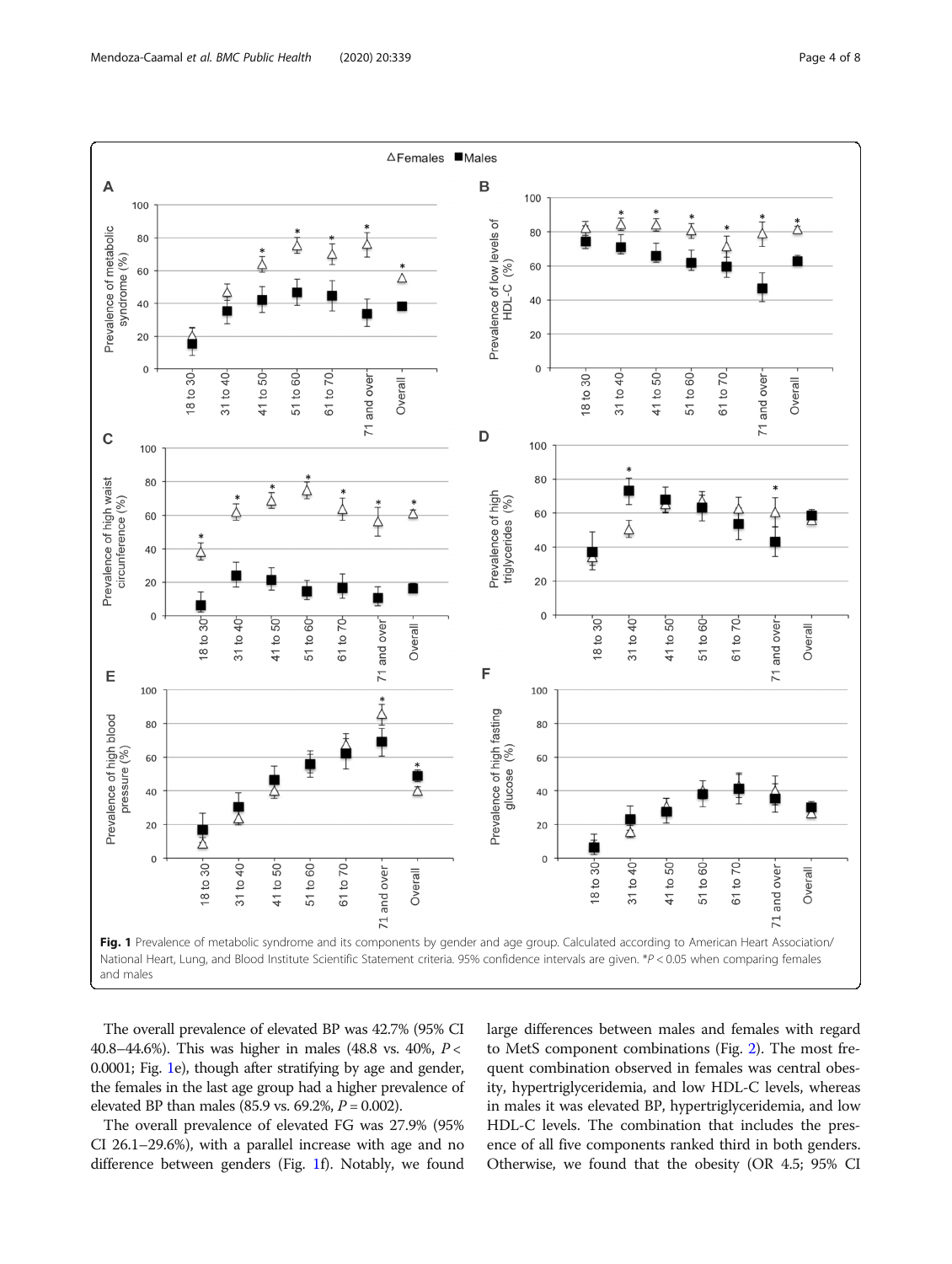Fig. 1 Prevalence of metabolic syndrome and its components by gender and age group. Calculated according to American Heart Association/ National Heart, Lung, and Blood Institute Scientific Statement criteria. 95% confidence intervals are given. *$P < 0.05$ when comparing females and males

The overall prevalence of elevated BP was 42.7% (95% CI 40.8–44.6%). This was higher in males (48.8 vs. 40%, $P < 0.0001$; Fig. 1e), though after stratifying by age and gender, the females in the last age group had a higher prevalence of elevated BP than males (85.9 vs. 69.2%, $P = 0.002$).

The overall prevalence of elevated FG was 27.9% (95% CI 26.1–29.6%), with a parallel increase with age and no difference between genders (Fig. 1f). Notably, we found large differences between males and females with regard to MetS component combinations (Fig. 2). The most frequent combination observed in females was central obesity, hypertriglyceridemia, and low HDL-C levels, whereas in males it was elevated BP, hypertriglyceridemia, and low HDL-C levels. The combination that includes the presence of all five components ranked third in both genders. Otherwise, we found that the obesity (OR 4.5; 95% CI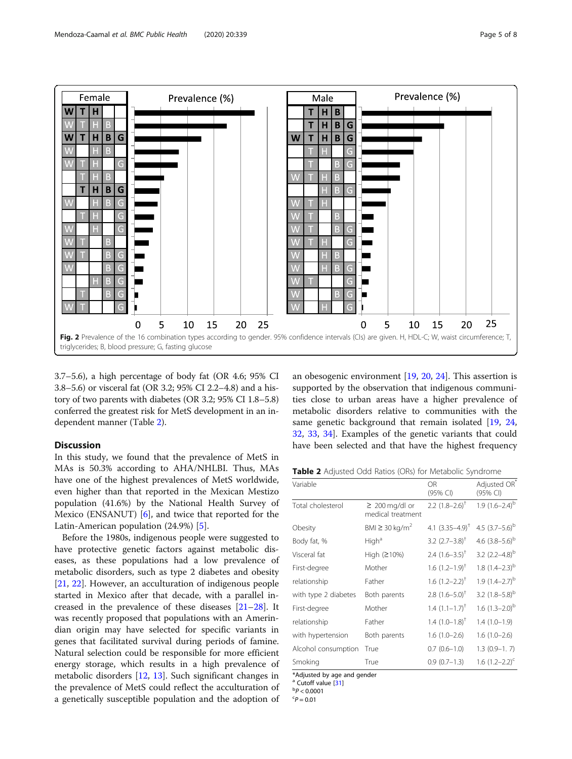Fig. 2 Prevalence of the 16 combination types according to gender. 95% confidence intervals (CIs) are given. H, HDL-C; W, waist circumference; T, triglycerides; B, blood pressure; G, fasting glucose

3.7–5.6), a high percentage of body fat (OR 4.6; 95% CI 3.8–5.6) or visceral fat (OR 3.2; 95% CI 2.2–4.8) and a history of two parents with diabetes (OR 3.2; 95% CI 1.8–5.8) conferred the greatest risk for MetS development in an independent manner (Table 2).

## Discussion

In this study, we found that the prevalence of MetS in MAs is 50.3% according to AHA/NHLBI. Thus, MAs have one of the highest prevalences of MetS worldwide, even higher than that reported in the Mexican Mestizo population (41.6%) by the National Health Survey of Mexico (ENSANUT) [6], and twice that reported for the Latin-American population (24.9%) [5].

Before the 1980s, indigenous people were suggested to have protective genetic factors against metabolic diseases, as these populations had a low prevalence of metabolic disorders, such as type 2 diabetes and obesity [21, 22]. However, an acculturation of indigenous people started in Mexico after that decade, with a parallel increased in the prevalence of these diseases [21–28]. It was recently proposed that populations with an Amerindian origin may have selected for specific variants in genes that facilitated survival during periods of famine. Natural selection could be responsible for more efficient energy storage, which results in a high prevalence of metabolic disorders [12, 13]. Such significant changes in the prevalence of MetS could reflect the acculturation of a genetically susceptible population and the adoption of an obesogenic environment [19, 20, 24]. This assertion is supported by the observation that indigenous communities close to urban areas have a higher prevalence of metabolic disorders relative to communities with the same genetic background that remain isolated [19, 24, 32, 33, 34]. Examples of the genetic variants that could have been selected and that have the highest frequency

**Table 2** Adjusted Odd Ratios (ORs) for Metabolic Syndrome

| Variable | | OR (95% CI) | Adjusted OR* (95% CI) |
|---|---|---|---|
| Total cholesterol | ≥ 200 mg/dl or medical treatment | 2.2 (1.8–2.6)† | 1.9 (1.6–2.4)[b] |
| Obesity | BMI ≥ 30 kg/m$^2$ | 4.1 (3.35–4.9)† | 4.5 (3.7–5.6)[b] |
| Body fat, % | High[a] | 3.2 (2.7–3.8)† | 4.6 (3.8–5.6)[b] |
| Visceral fat | High (≥10%) | 2.4 (1.6–3.5)† | 3.2 (2.2–4.8)[b] |
| First-degree relationship with type 2 diabetes | Mother | 1.6 (1.2–1.9)† | 1.8 (1.4–2.3)[b] |
| | Father | 1.6 (1.2–2.2)† | 1.9 (1.4–2.7)[b] |
| | Both parents | 2.8 (1.6–5.0)† | 3.2 (1.8–5.8)[b] |
| First-degree relationship with hypertension | Mother | 1.4 (1.1–1.7)† | 1.6 (1.3–2.0)[b] |
| | Father | 1.4 (1.0–1.8)† | 1.4 (1.0–1.9) |
| | Both parents | 1.6 (1.0–2.6) | 1.6 (1.0–2.6) |
| Alcohol consumption | True | 0.7 (0.6–1.0) | 1.3 (0.9–1. 7) |
| Smoking | True | 0.9 (0.7–1.3) | 1.6 (1.2–2.2)[c] |

*Adjusted by age and gender
[a] Cutoff value [31]
[b] $P < 0.0001$
[c] $P = 0.01$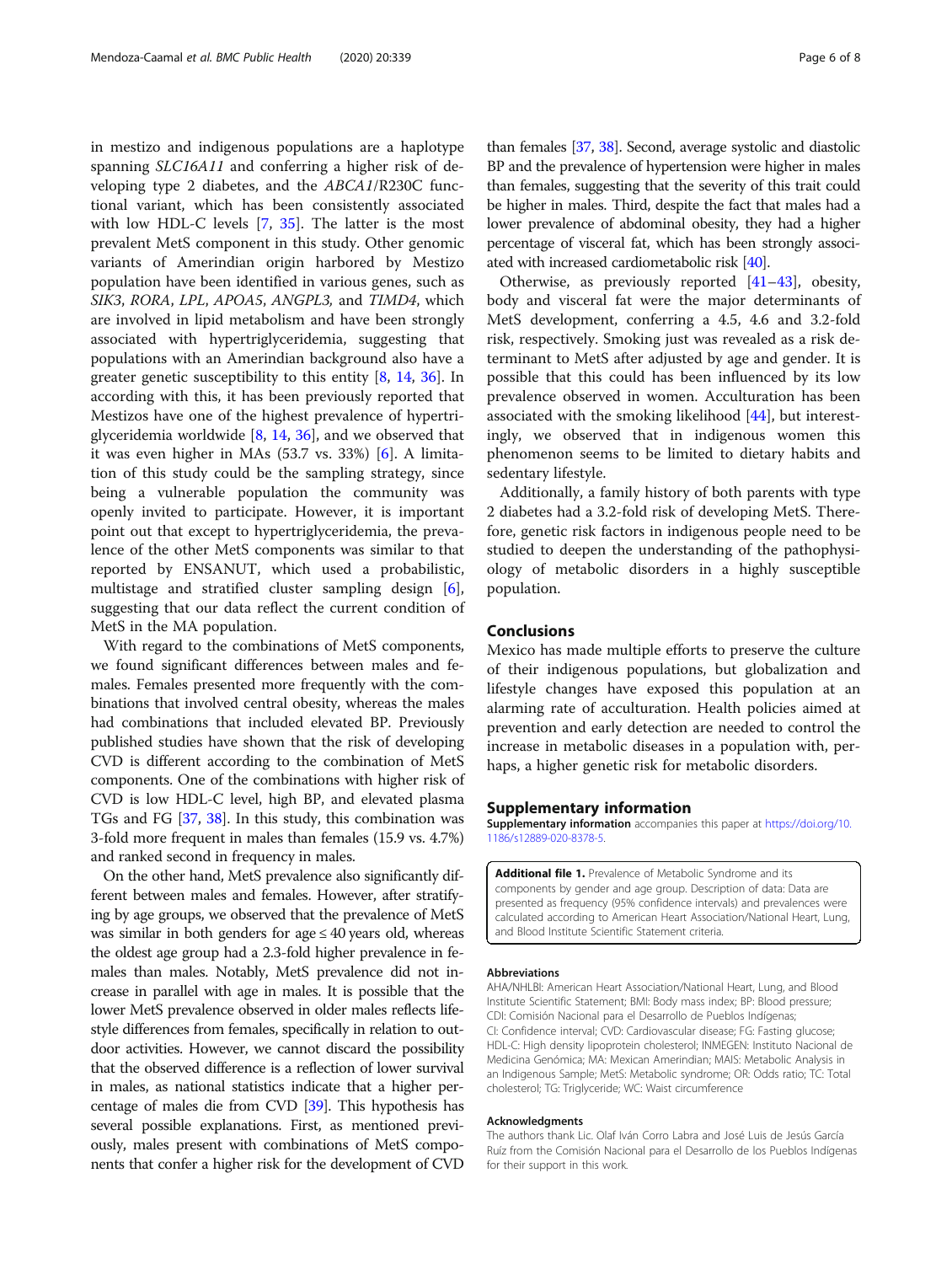in mestizo and indigenous populations are a haplotype spanning *SLC16A11* and conferring a higher risk of developing type 2 diabetes, and the *ABCA1*/R230C functional variant, which has been consistently associated with low HDL-C levels [7, 35]. The latter is the most prevalent MetS component in this study. Other genomic variants of Amerindian origin harbored by Mestizo population have been identified in various genes, such as *SIK3*, *RORA*, *LPL*, *APOA5*, *ANGPL3,* and *TIMD4*, which are involved in lipid metabolism and have been strongly associated with hypertriglyceridemia, suggesting that populations with an Amerindian background also have a greater genetic susceptibility to this entity [8, 14, 36]. In according with this, it has been previously reported that Mestizos have one of the highest prevalence of hypertriglyceridemia worldwide [8, 14, 36], and we observed that it was even higher in MAs (53.7 vs. 33%) [6]. A limitation of this study could be the sampling strategy, since being a vulnerable population the community was openly invited to participate. However, it is important point out that except to hypertriglyceridemia, the prevalence of the other MetS components was similar to that reported by ENSANUT, which used a probabilistic, multistage and stratified cluster sampling design [6], suggesting that our data reflect the current condition of MetS in the MA population.

With regard to the combinations of MetS components, we found significant differences between males and females. Females presented more frequently with the combinations that involved central obesity, whereas the males had combinations that included elevated BP. Previously published studies have shown that the risk of developing CVD is different according to the combination of MetS components. One of the combinations with higher risk of CVD is low HDL-C level, high BP, and elevated plasma TGs and FG [37, 38]. In this study, this combination was 3-fold more frequent in males than females (15.9 vs. 4.7%) and ranked second in frequency in males.

On the other hand, MetS prevalence also significantly different between males and females. However, after stratifying by age groups, we observed that the prevalence of MetS was similar in both genders for age ≤ 40 years old, whereas the oldest age group had a 2.3-fold higher prevalence in females than males. Notably, MetS prevalence did not increase in parallel with age in males. It is possible that the lower MetS prevalence observed in older males reflects lifestyle differences from females, specifically in relation to outdoor activities. However, we cannot discard the possibility that the observed difference is a reflection of lower survival in males, as national statistics indicate that a higher percentage of males die from CVD [39]. This hypothesis has several possible explanations. First, as mentioned previously, males present with combinations of MetS components that confer a higher risk for the development of CVD than females [37, 38]. Second, average systolic and diastolic BP and the prevalence of hypertension were higher in males than females, suggesting that the severity of this trait could be higher in males. Third, despite the fact that males had a lower prevalence of abdominal obesity, they had a higher percentage of visceral fat, which has been strongly associated with increased cardiometabolic risk [40].

Otherwise, as previously reported [41–43], obesity, body and visceral fat were the major determinants of MetS development, conferring a 4.5, 4.6 and 3.2-fold risk, respectively. Smoking just was revealed as a risk determinant to MetS after adjusted by age and gender. It is possible that this could has been influenced by its low prevalence observed in women. Acculturation has been associated with the smoking likelihood [44], but interestingly, we observed that in indigenous women this phenomenon seems to be limited to dietary habits and sedentary lifestyle.

Additionally, a family history of both parents with type 2 diabetes had a 3.2-fold risk of developing MetS. Therefore, genetic risk factors in indigenous people need to be studied to deepen the understanding of the pathophysiology of metabolic disorders in a highly susceptible population.

## Conclusions

Mexico has made multiple efforts to preserve the culture of their indigenous populations, but globalization and lifestyle changes have exposed this population at an alarming rate of acculturation. Health policies aimed at prevention and early detection are needed to control the increase in metabolic diseases in a population with, perhaps, a higher genetic risk for metabolic disorders.

## Supplementary information

**Supplementary information** accompanies this paper at https://doi.org/10.1186/s12889-020-8378-5.

**Additional file 1.** Prevalence of Metabolic Syndrome and its components by gender and age group. Description of data: Data are presented as frequency (95% confidence intervals) and prevalences were calculated according to American Heart Association/National Heart, Lung, and Blood Institute Scientific Statement criteria.

### Abbreviations

AHA/NHLBI: American Heart Association/National Heart, Lung, and Blood Institute Scientific Statement; BMI: Body mass index; BP: Blood pressure; CDI: Comisión Nacional para el Desarrollo de Pueblos Indígenas; CI: Confidence interval; CVD: Cardiovascular disease; FG: Fasting glucose; HDL-C: High density lipoprotein cholesterol; INMEGEN: Instituto Nacional de Medicina Genómica; MA: Mexican Amerindian; MAIS: Metabolic Analysis in an Indigenous Sample; MetS: Metabolic syndrome; OR: Odds ratio; TC: Total cholesterol; TG: Triglyceride; WC: Waist circumference

### Acknowledgments

The authors thank Lic. Olaf Iván Corro Labra and José Luis de Jesús García Ruíz from the Comisión Nacional para el Desarrollo de los Pueblos Indígenas for their support in this work.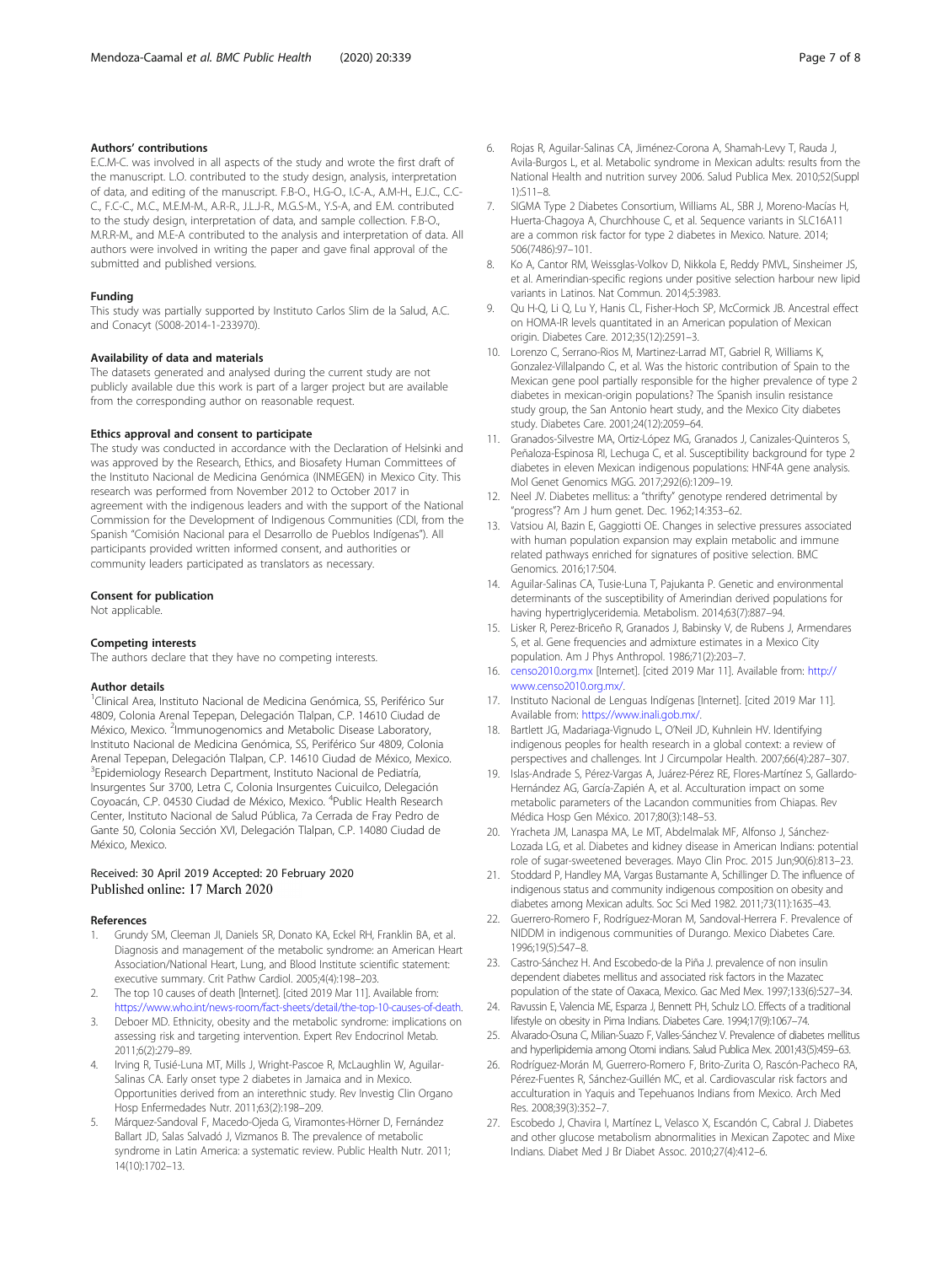### Authors' contributions

E.C.M-C. was involved in all aspects of the study and wrote the first draft of the manuscript. L.O. contributed to the study design, analysis, interpretation of data, and editing of the manuscript. F.B-O., H.G-O., I.C-A., A.M-H., E.J.C., C.C-C., F.C-C., M.C., M.E.M-M., A.R-R., J.L.J-R., M.G.S-M., Y.S-A., and E.M. contributed to the study design, interpretation of data, and sample collection. F.B-O., M.R.R-M., and M.E-A contributed to the analysis and interpretation of data. All authors were involved in writing the paper and gave final approval of the submitted and published versions.

### Funding

This study was partially supported by Instituto Carlos Slim de la Salud, A.C. and Conacyt (S008-2014-1-233970).

### Availability of data and materials

The datasets generated and analysed during the current study are not publicly available due this work is part of a larger project but are available from the corresponding author on reasonable request.

### Ethics approval and consent to participate

The study was conducted in accordance with the Declaration of Helsinki and was approved by the Research, Ethics, and Biosafety Human Committees of the Instituto Nacional de Medicina Genómica (INMEGEN) in Mexico City. This research was performed from November 2012 to October 2017 in agreement with the indigenous leaders and with the support of the National Commission for the Development of Indigenous Communities (CDI, from the Spanish "Comisión Nacional para el Desarrollo de Pueblos Indígenas"). All participants provided written informed consent, and authorities or community leaders participated as translators as necessary.

### Consent for publication

Not applicable.

### Competing interests

The authors declare that they have no competing interests.

### Author details

[1]Clinical Area, Instituto Nacional de Medicina Genómica, SS, Periférico Sur 4809, Colonia Arenal Tepepan, Delegación Tlalpan, C.P. 14610 Ciudad de México, Mexico. [2]Immunogenomics and Metabolic Disease Laboratory, Instituto Nacional de Medicina Genómica, SS, Periférico Sur 4809, Colonia Arenal Tepepan, Delegación Tlalpan, C.P. 14610 Ciudad de México, Mexico. [3]Epidemiology Research Department, Instituto Nacional de Pediatría, Insurgentes Sur 3700, Letra C, Colonia Insurgentes Cuicuilco, Delegación Coyoacán, C.P. 04530 Ciudad de México, Mexico. [4]Public Health Research Center, Instituto Nacional de Salud Pública, 7a Cerrada de Fray Pedro de Gante 50, Colonia Sección XVI, Delegación Tlalpan, C.P. 14080 Ciudad de México, Mexico.

Received: 30 April 2019 Accepted: 20 February 2020
Published online: 17 March 2020

### References

1. Grundy SM, Cleeman JI, Daniels SR, Donato KA, Eckel RH, Franklin BA, et al. Diagnosis and management of the metabolic syndrome: an American Heart Association/National Heart, Lung, and Blood Institute scientific statement: executive summary. Crit Pathw Cardiol. 2005;4(4):198–203.
2. The top 10 causes of death [Internet]. [cited 2019 Mar 11]. Available from: https://www.who.int/news-room/fact-sheets/detail/the-top-10-causes-of-death.
3. Deboer MD. Ethnicity, obesity and the metabolic syndrome: implications on assessing risk and targeting intervention. Expert Rev Endocrinol Metab. 2011;6(2):279–89.
4. Irving R, Tusié-Luna MT, Mills J, Wright-Pascoe R, McLaughlin W, Aguilar-Salinas CA. Early onset type 2 diabetes in Jamaica and in Mexico. Opportunities derived from an interethnic study. Rev Investig Clin Organo Hosp Enfermedades Nutr. 2011;63(2):198–209.
5. Márquez-Sandoval F, Macedo-Ojeda G, Viramontes-Hörner D, Fernández Ballart JD, Salas Salvadó J, Vizmanos B. The prevalence of metabolic syndrome in Latin America: a systematic review. Public Health Nutr. 2011; 14(10):1702–13.
6. Rojas R, Aguilar-Salinas CA, Jiménez-Corona A, Shamah-Levy T, Rauda J, Avila-Burgos L, et al. Metabolic syndrome in Mexican adults: results from the National Health and nutrition survey 2006. Salud Publica Mex. 2010;52(Suppl 1):S11–8.
7. SIGMA Type 2 Diabetes Consortium, Williams AL, SBR J, Moreno-Macías H, Huerta-Chagoya A, Churchhouse C, et al. Sequence variants in SLC16A11 are a common risk factor for type 2 diabetes in Mexico. Nature. 2014; 506(7486):97–101.
8. Ko A, Cantor RM, Weissglas-Volkov D, Nikkola E, Reddy PMVL, Sinsheimer JS, et al. Amerindian-specific regions under positive selection harbour new lipid variants in Latinos. Nat Commun. 2014;5:3983.
9. Qu H-Q, Li Q, Lu Y, Hanis CL, Fisher-Hoch SP, McCormick JB. Ancestral effect on HOMA-IR levels quantitated in an American population of Mexican origin. Diabetes Care. 2012;35(12):2591–3.
10. Lorenzo C, Serrano-Rios M, Martinez-Larrad MT, Gabriel R, Williams K, Gonzalez-Villalpando C, et al. Was the historic contribution of Spain to the Mexican gene pool partially responsible for the higher prevalence of type 2 diabetes in mexican-origin populations? The Spanish insulin resistance study group, the San Antonio heart study, and the Mexico City diabetes study. Diabetes Care. 2001;24(12):2059–64.
11. Granados-Silvestre MA, Ortiz-López MG, Granados J, Canizales-Quinteros S, Peñaloza-Espinosa RI, Lechuga C, et al. Susceptibility background for type 2 diabetes in eleven Mexican indigenous populations: HNF4A gene analysis. Mol Genet Genomics MGG. 2017;292(6):1209–19.
12. Neel JV. Diabetes mellitus: a "thrifty" genotype rendered detrimental by "progress"? Am J hum genet. Dec. 1962;14:353–62.
13. Vatsiou AI, Bazin E, Gaggiotti OE. Changes in selective pressures associated with human population expansion may explain metabolic and immune related pathways enriched for signatures of positive selection. BMC Genomics. 2016;17:504.
14. Aguilar-Salinas CA, Tusie-Luna T, Pajukanta P. Genetic and environmental determinants of the susceptibility of Amerindian derived populations for having hypertriglyceridemia. Metabolism. 2014;63(7):887–94.
15. Lisker R, Perez-Briceño R, Granados J, Babinsky V, de Rubens J, Armendares S, et al. Gene frequencies and admixture estimates in a Mexico City population. Am J Phys Anthropol. 1986;71(2):203–7.
16. censo2010.org.mx [Internet]. [cited 2019 Mar 11]. Available from: http://www.censo2010.org.mx/.
17. Instituto Nacional de Lenguas Indígenas [Internet]. [cited 2019 Mar 11]. Available from: https://www.inali.gob.mx/.
18. Bartlett JG, Madariaga-Vignudo L, O'Neil JD, Kuhnlein HV. Identifying indigenous peoples for health research in a global context: a review of perspectives and challenges. Int J Circumpolar Health. 2007;66(4):287–307.
19. Islas-Andrade S, Pérez-Vargas A, Juárez-Pérez RE, Flores-Martínez S, Gallardo-Hernández AG, García-Zapién A, et al. Acculturation impact on some metabolic parameters of the Lacandon communities from Chiapas. Rev Médica Hosp Gen México. 2017;80(3):148–53.
20. Yracheta JM, Lanaspa MA, Le MT, Abdelmalak MF, Alfonso J, Sánchez-Lozada LG, et al. Diabetes and kidney disease in American Indians: potential role of sugar-sweetened beverages. Mayo Clin Proc. 2015 Jun;90(6):813–23.
21. Stoddard P, Handley MA, Vargas Bustamante A, Schillinger D. The influence of indigenous status and community indigenous composition on obesity and diabetes among Mexican adults. Soc Sci Med 1982. 2011;73(11):1635–43.
22. Guerrero-Romero F, Rodríguez-Moran M, Sandoval-Herrera F. Prevalence of NIDDM in indigenous communities of Durango. Mexico Diabetes Care. 1996;19(5):547–8.
23. Castro-Sánchez H. And Escobedo-de la Piña J. prevalence of non insulin dependent diabetes mellitus and associated risk factors in the Mazatec population of the state of Oaxaca, Mexico. Gac Med Mex. 1997;133(6):527–34.
24. Ravussin E, Valencia ME, Esparza J, Bennett PH, Schulz LO. Effects of a traditional lifestyle on obesity in Pima Indians. Diabetes Care. 1994;17(9):1067–74.
25. Alvarado-Osuna C, Milian-Suazo F, Valles-Sánchez V. Prevalence of diabetes mellitus and hyperlipidemia among Otomi indians. Salud Publica Mex. 2001;43(5):459–63.
26. Rodríguez-Morán M, Guerrero-Romero F, Brito-Zurita O, Rascón-Pacheco RA, Pérez-Fuentes R, Sánchez-Guillén MC, et al. Cardiovascular risk factors and acculturation in Yaquis and Tepehuanos Indians from Mexico. Arch Med Res. 2008;39(3):352–7.
27. Escobedo J, Chavira I, Martínez L, Velasco X, Escandón C, Cabral J. Diabetes and other glucose metabolism abnormalities in Mexican Zapotec and Mixe Indians. Diabet Med J Br Diabet Assoc. 2010;27(4):412–6.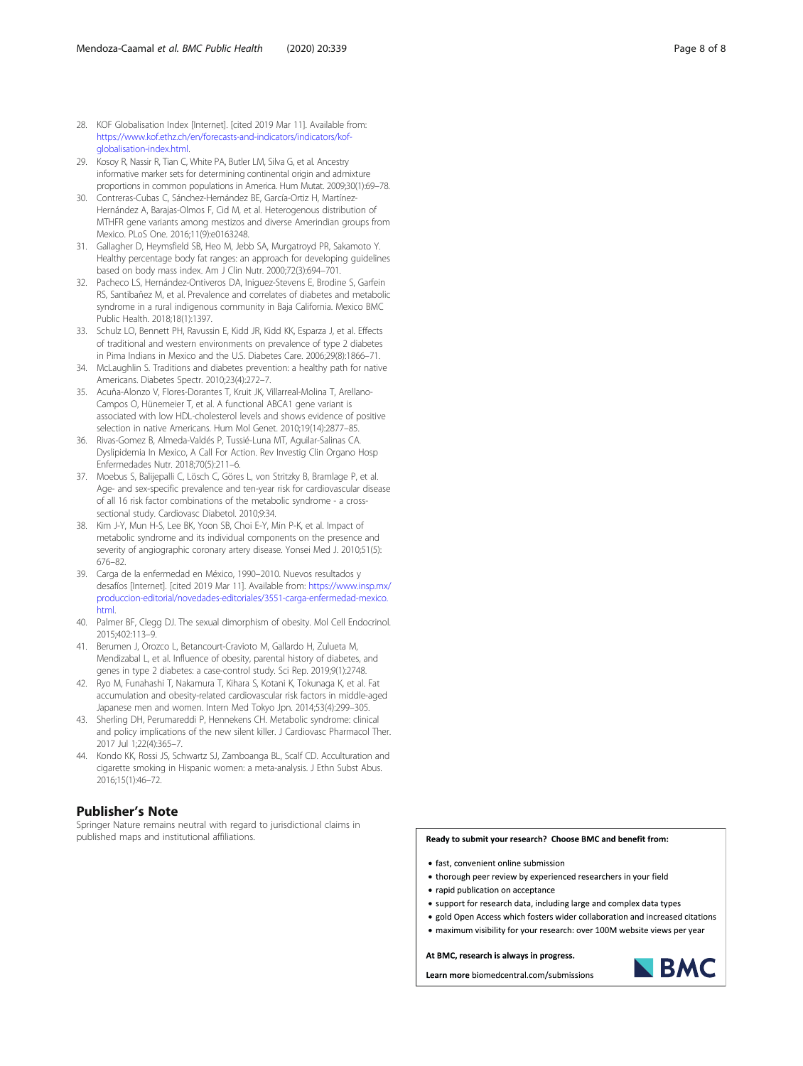28. KOF Globalisation Index [Internet]. [cited 2019 Mar 11]. Available from: https://www.kof.ethz.ch/en/forecasts-and-indicators/indicators/kof-globalisation-index.html.
29. Kosoy R, Nassir R, Tian C, White PA, Butler LM, Silva G, et al. Ancestry informative marker sets for determining continental origin and admixture proportions in common populations in America. Hum Mutat. 2009;30(1):69–78.
30. Contreras-Cubas C, Sánchez-Hernández BE, García-Ortiz H, Martínez-Hernández A, Barajas-Olmos F, Cid M, et al. Heterogenous distribution of MTHFR gene variants among mestizos and diverse Amerindian groups from Mexico. PLoS One. 2016;11(9):e0163248.
31. Gallagher D, Heymsfield SB, Heo M, Jebb SA, Murgatroyd PR, Sakamoto Y. Healthy percentage body fat ranges: an approach for developing guidelines based on body mass index. Am J Clin Nutr. 2000;72(3):694–701.
32. Pacheco LS, Hernández-Ontiveros DA, Iniguez-Stevens E, Brodine S, Garfein RS, Santibañez M, et al. Prevalence and correlates of diabetes and metabolic syndrome in a rural indigenous community in Baja California. Mexico BMC Public Health. 2018;18(1):1397.
33. Schulz LO, Bennett PH, Ravussin E, Kidd JR, Kidd KK, Esparza J, et al. Effects of traditional and western environments on prevalence of type 2 diabetes in Pima Indians in Mexico and the U.S. Diabetes Care. 2006;29(8):1866–71.
34. McLaughlin S. Traditions and diabetes prevention: a healthy path for native Americans. Diabetes Spectr. 2010;23(4):272–7.
35. Acuña-Alonzo V, Flores-Dorantes T, Kruit JK, Villarreal-Molina T, Arellano-Campos O, Hünemeier T, et al. A functional ABCA1 gene variant is associated with low HDL-cholesterol levels and shows evidence of positive selection in native Americans. Hum Mol Genet. 2010;19(14):2877–85.
36. Rivas-Gomez B, Almeda-Valdés P, Tussié-Luna MT, Aguilar-Salinas CA. Dyslipidemia In Mexico, A Call For Action. Rev Investig Clin Organo Hosp Enfermedades Nutr. 2018;70(5):211–6.
37. Moebus S, Balijepalli C, Lösch C, Göres L, von Stritzky B, Bramlage P, et al. Age- and sex-specific prevalence and ten-year risk for cardiovascular disease of all 16 risk factor combinations of the metabolic syndrome - a cross-sectional study. Cardiovasc Diabetol. 2010;9:34.
38. Kim J-Y, Mun H-S, Lee BK, Yoon SB, Choi E-Y, Min P-K, et al. Impact of metabolic syndrome and its individual components on the presence and severity of angiographic coronary artery disease. Yonsei Med J. 2010;51(5): 676–82.
39. Carga de la enfermedad en México, 1990–2010. Nuevos resultados y desafíos [Internet]. [cited 2019 Mar 11]. Available from: https://www.insp.mx/produccion-editorial/novedades-editoriales/3551-carga-enfermedad-mexico.html.
40. Palmer BF, Clegg DJ. The sexual dimorphism of obesity. Mol Cell Endocrinol. 2015;402:113–9.
41. Berumen J, Orozco L, Betancourt-Cravioto M, Gallardo H, Zulueta M, Mendizabal L, et al. Influence of obesity, parental history of diabetes, and genes in type 2 diabetes: a case-control study. Sci Rep. 2019;9(1):2748.
42. Ryo M, Funahashi T, Nakamura T, Kihara S, Kotani K, Tokunaga K, et al. Fat accumulation and obesity-related cardiovascular risk factors in middle-aged Japanese men and women. Intern Med Tokyo Jpn. 2014;53(4):299–305.
43. Sherling DH, Perumareddi P, Hennekens CH. Metabolic syndrome: clinical and policy implications of the new silent killer. J Cardiovasc Pharmacol Ther. 2017 Jul 1;22(4):365–7.
44. Kondo KK, Rossi JS, Schwartz SJ, Zamboanga BL, Scalf CD. Acculturation and cigarette smoking in Hispanic women: a meta-analysis. J Ethn Subst Abus. 2016;15(1):46–72.

## Publisher's Note

Springer Nature remains neutral with regard to jurisdictional claims in published maps and institutional affiliations.

**Ready to submit your research? Choose BMC and benefit from:**

- fast, convenient online submission
- thorough peer review by experienced researchers in your field
- rapid publication on acceptance
- support for research data, including large and complex data types
- gold Open Access which fosters wider collaboration and increased citations
- maximum visibility for your research: over 100M website views per year

**At BMC, research is always in progress.**

**Learn more** biomedcentral.com/submissions

BMC